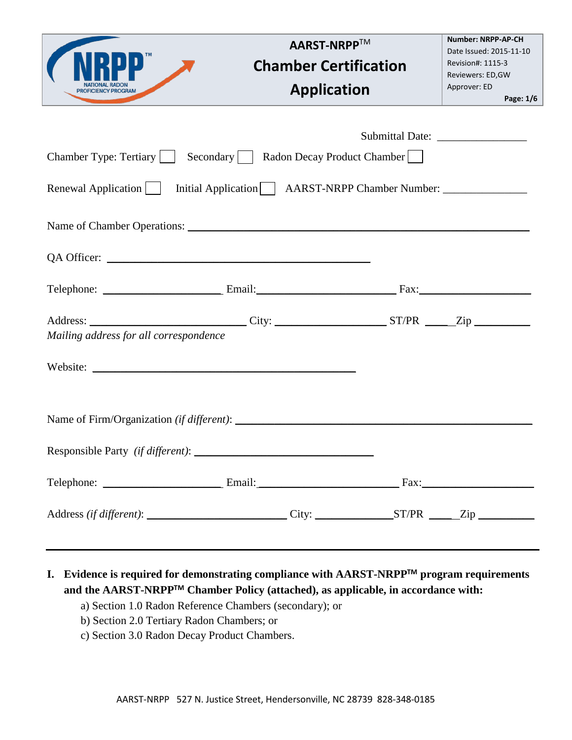# AARST-NRPP™ Chamber Certification Application

Number: NRPP-AP-CH
Date Issued: 2015-11-10
Revision#: 1115-3
Reviewers: ED,GW
Approver: ED

Submittal Date: _______________

Chamber Type: Tertiary ☐ Secondary ☐ Radon Decay Product Chamber ☐

Renewal Application ☐ Initial Application ☐ AARST-NRPP Chamber Number: ______________

Name of Chamber Operations: ____________________________________________

QA Officer: ____________________________________________

Telephone: ____________________ Email: ________________________ Fax: ____________________

Address: ___________________________ City: ___________________ ST/PR _____ Zip __________
*Mailing address for all correspondence*

Website: ____________________________________________

Name of Firm/Organization *(if different)*: ____________________________________________

Responsible Party *(if different)*: ______________________________

Telephone: ____________________ Email: ________________________ Fax: ____________________

Address *(if different)*: ________________________ City: _____________ ST/PR _____ Zip __________

---

**I. Evidence is required for demonstrating compliance with AARST-NRPP™ program requirements and the AARST-NRPP™ Chamber Policy (attached), as applicable, in accordance with:**

a) Section 1.0 Radon Reference Chambers (secondary); or
b) Section 2.0 Tertiary Radon Chambers; or
c) Section 3.0 Radon Decay Product Chambers.

AARST-NRPP 527 N. Justice Street, Hendersonville, NC 28739 828-348-0185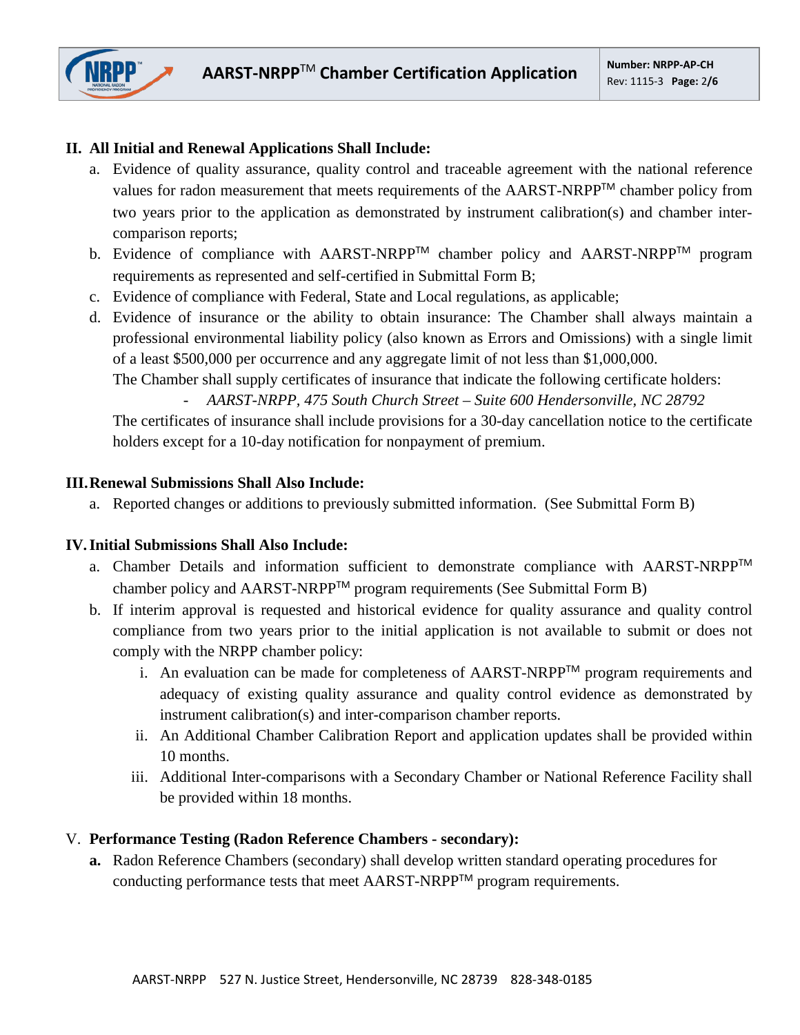## II. All Initial and Renewal Applications Shall Include:

a. Evidence of quality assurance, quality control and traceable agreement with the national reference values for radon measurement that meets requirements of the AARST-NRPP™ chamber policy from two years prior to the application as demonstrated by instrument calibration(s) and chamber inter-comparison reports;

b. Evidence of compliance with AARST-NRPP™ chamber policy and AARST-NRPP™ program requirements as represented and self-certified in Submittal Form B;

c. Evidence of compliance with Federal, State and Local regulations, as applicable;

d. Evidence of insurance or the ability to obtain insurance: The Chamber shall always maintain a professional environmental liability policy (also known as Errors and Omissions) with a single limit of a least $500,000 per occurrence and any aggregate limit of not less than $1,000,000.

   The Chamber shall supply certificates of insurance that indicate the following certificate holders:

   - *AARST-NRPP, 475 South Church Street – Suite 600 Hendersonville, NC 28792*

   The certificates of insurance shall include provisions for a 30-day cancellation notice to the certificate holders except for a 10-day notification for nonpayment of premium.

## III. Renewal Submissions Shall Also Include:

a. Reported changes or additions to previously submitted information. (See Submittal Form B)

## IV. Initial Submissions Shall Also Include:

a. Chamber Details and information sufficient to demonstrate compliance with AARST-NRPP™ chamber policy and AARST-NRPP™ program requirements (See Submittal Form B)

b. If interim approval is requested and historical evidence for quality assurance and quality control compliance from two years prior to the initial application is not available to submit or does not comply with the NRPP chamber policy:

   i. An evaluation can be made for completeness of AARST-NRPP™ program requirements and adequacy of existing quality assurance and quality control evidence as demonstrated by instrument calibration(s) and inter-comparison chamber reports.

   ii. An Additional Chamber Calibration Report and application updates shall be provided within 10 months.

   iii. Additional Inter-comparisons with a Secondary Chamber or National Reference Facility shall be provided within 18 months.

## V. Performance Testing (Radon Reference Chambers - secondary):

**a.** Radon Reference Chambers (secondary) shall develop written standard operating procedures for conducting performance tests that meet AARST-NRPP™ program requirements.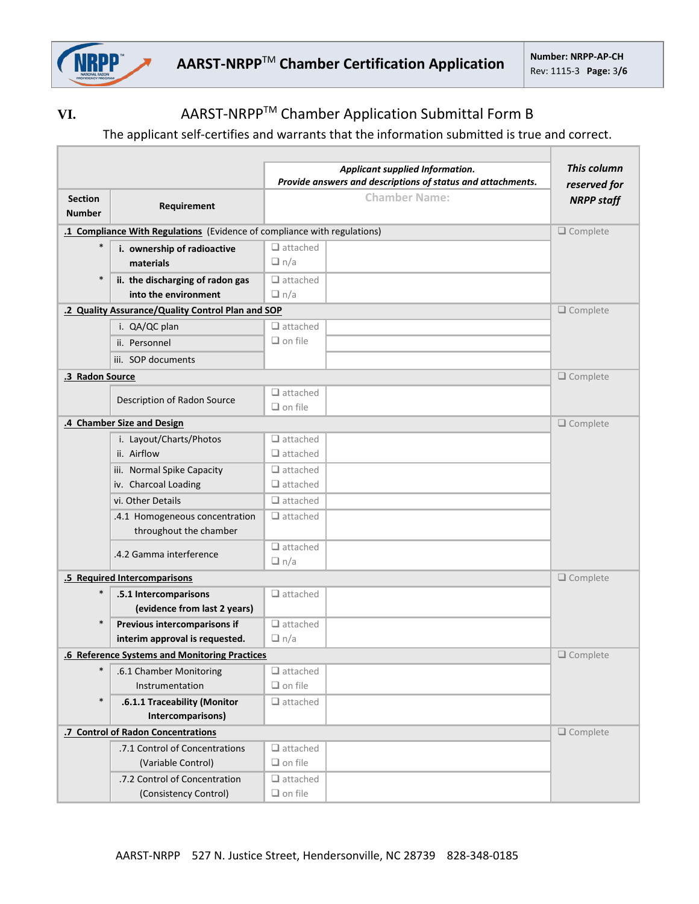## VI. AARST-NRPP™ Chamber Application Submittal Form B

The applicant self-certifies and warrants that the information submitted is true and correct.

| Section Number | Requirement | *Applicant supplied Information. Provide answers and descriptions of status and attachments.* Chamber Name: | | *This column reserved for NRPP staff* |
|---|---|---|---|---|
| **.1 Compliance With Regulations** (Evidence of compliance with regulations) | | | | ❑ Complete |
| * | **i. ownership of radioactive materials** | ❑ attached ❑ n/a | | |
| * | **ii. the discharging of radon gas into the environment** | ❑ attached ❑ n/a | | |
| **.2 Quality Assurance/Quality Control Plan and SOP** | | | | ❑ Complete |
| | i. QA/QC plan | ❑ attached ❑ on file | | |
| | ii. Personnel | | | |
| | iii. SOP documents | | | |
| **.3 Radon Source** | | | | ❑ Complete |
| | Description of Radon Source | ❑ attached ❑ on file | | |
| **.4 Chamber Size and Design** | | | | ❑ Complete |
| | i. Layout/Charts/Photos | ❑ attached | | |
| | ii. Airflow | ❑ attached | | |
| | iii. Normal Spike Capacity | ❑ attached | | |
| | iv. Charcoal Loading | ❑ attached | | |
| | vi. Other Details | ❑ attached | | |
| | .4.1 Homogeneous concentration throughout the chamber | ❑ attached | | |
| | .4.2 Gamma interference | ❑ attached ❑ n/a | | |
| **.5 Required Intercomparisons** | | | | ❑ Complete |
| * | **.5.1 Intercomparisons (evidence from last 2 years)** | ❑ attached | | |
| * | **Previous intercomparisons if interim approval is requested.** | ❑ attached ❑ n/a | | |
| **.6 Reference Systems and Monitoring Practices** | | | | ❑ Complete |
| * | .6.1 Chamber Monitoring Instrumentation | ❑ attached ❑ on file | | |
| * | **.6.1.1 Traceability (Monitor Intercomparisons)** | ❑ attached | | |
| **.7 Control of Radon Concentrations** | | | | ❑ Complete |
| | .7.1 Control of Concentrations (Variable Control) | ❑ attached ❑ on file | | |
| | .7.2 Control of Concentration (Consistency Control) | ❑ attached ❑ on file | | |

AARST-NRPP 527 N. Justice Street, Hendersonville, NC 28739 828-348-0185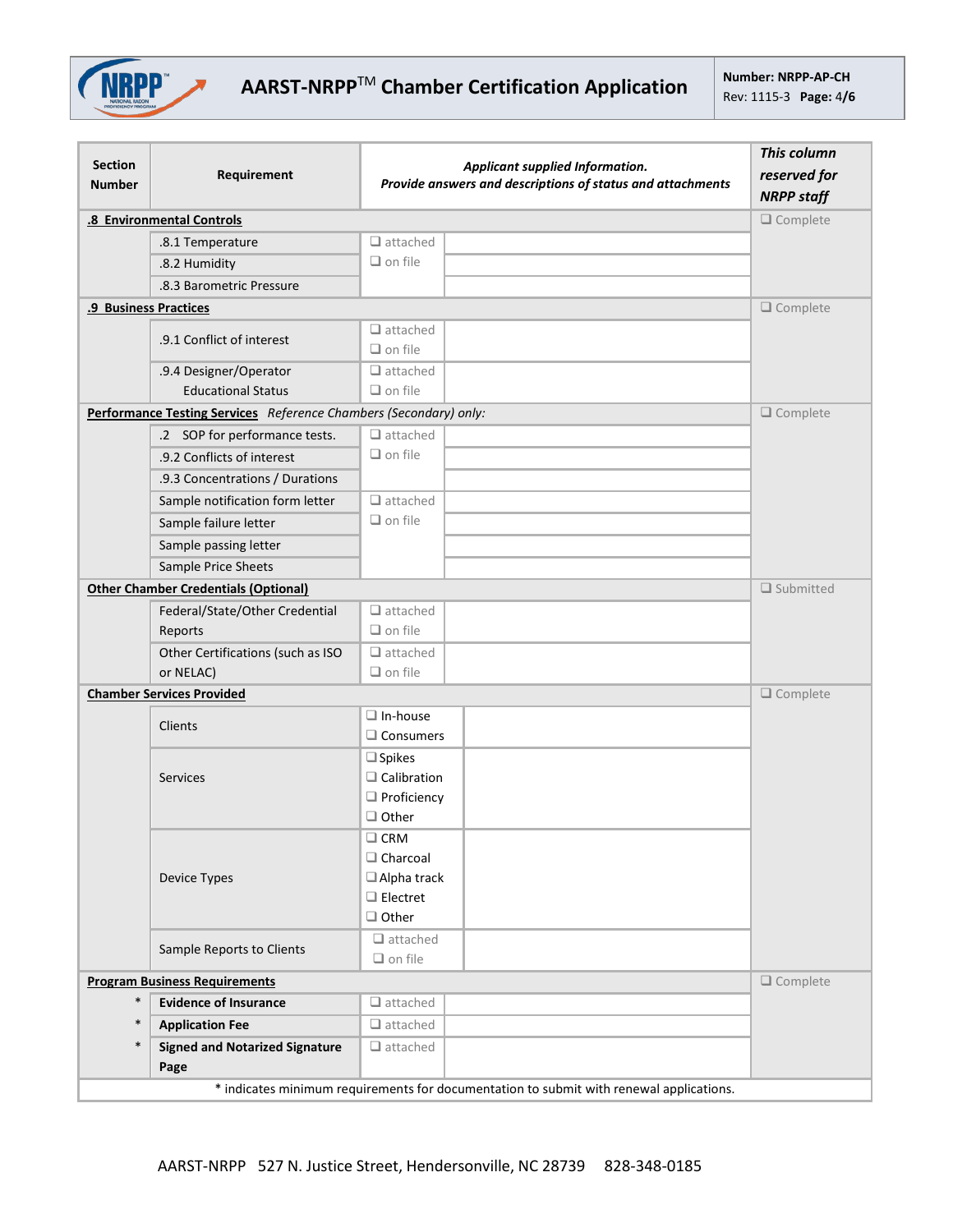# AARST-NRPP™ Chamber Certification Application

**Number: NRPP-AP-CH**
Rev: 1115-3

| Section Number | Requirement | *Applicant supplied Information. Provide answers and descriptions of status and attachments* | | *This column reserved for NRPP staff* |
|---|---|---|---|---|
| **.8 Environmental Controls** | | | | ❑ Complete |
| | .8.1 Temperature | ❑ attached ❑ on file | | |
| | .8.2 Humidity | | | |
| | .8.3 Barometric Pressure | | | |
| **.9 Business Practices** | | | | ❑ Complete |
| | .9.1 Conflict of interest | ❑ attached ❑ on file | | |
| | .9.4 Designer/Operator Educational Status | ❑ attached ❑ on file | | |
| **Performance Testing Services** *Reference Chambers (Secondary) only:* | | | | ❑ Complete |
| | .2 SOP for performance tests. | ❑ attached ❑ on file | | |
| | .9.2 Conflicts of interest | | | |
| | .9.3 Concentrations / Durations | | | |
| | Sample notification form letter | ❑ attached ❑ on file | | |
| | Sample failure letter | | | |
| | Sample passing letter | | | |
| | Sample Price Sheets | | | |
| **Other Chamber Credentials (Optional)** | | | | ❑ Submitted |
| | Federal/State/Other Credential Reports | ❑ attached ❑ on file | | |
| | Other Certifications (such as ISO or NELAC) | ❑ attached ❑ on file | | |
| **Chamber Services Provided** | | | | ❑ Complete |
| | Clients | ❑ In-house ❑ Consumers | | |
| | Services | ❑ Spikes ❑ Calibration ❑ Proficiency ❑ Other | | |
| | Device Types | ❑ CRM ❑ Charcoal ❑ Alpha track ❑ Electret ❑ Other | | |
| | Sample Reports to Clients | ❑ attached ❑ on file | | |
| **Program Business Requirements** | | | | ❑ Complete |
| * | **Evidence of Insurance** | ❑ attached | | |
| * | **Application Fee** | ❑ attached | | |
| * | **Signed and Notarized Signature Page** | ❑ attached | | |

\* indicates minimum requirements for documentation to submit with renewal applications.

AARST-NRPP 527 N. Justice Street, Hendersonville, NC 28739 828-348-0185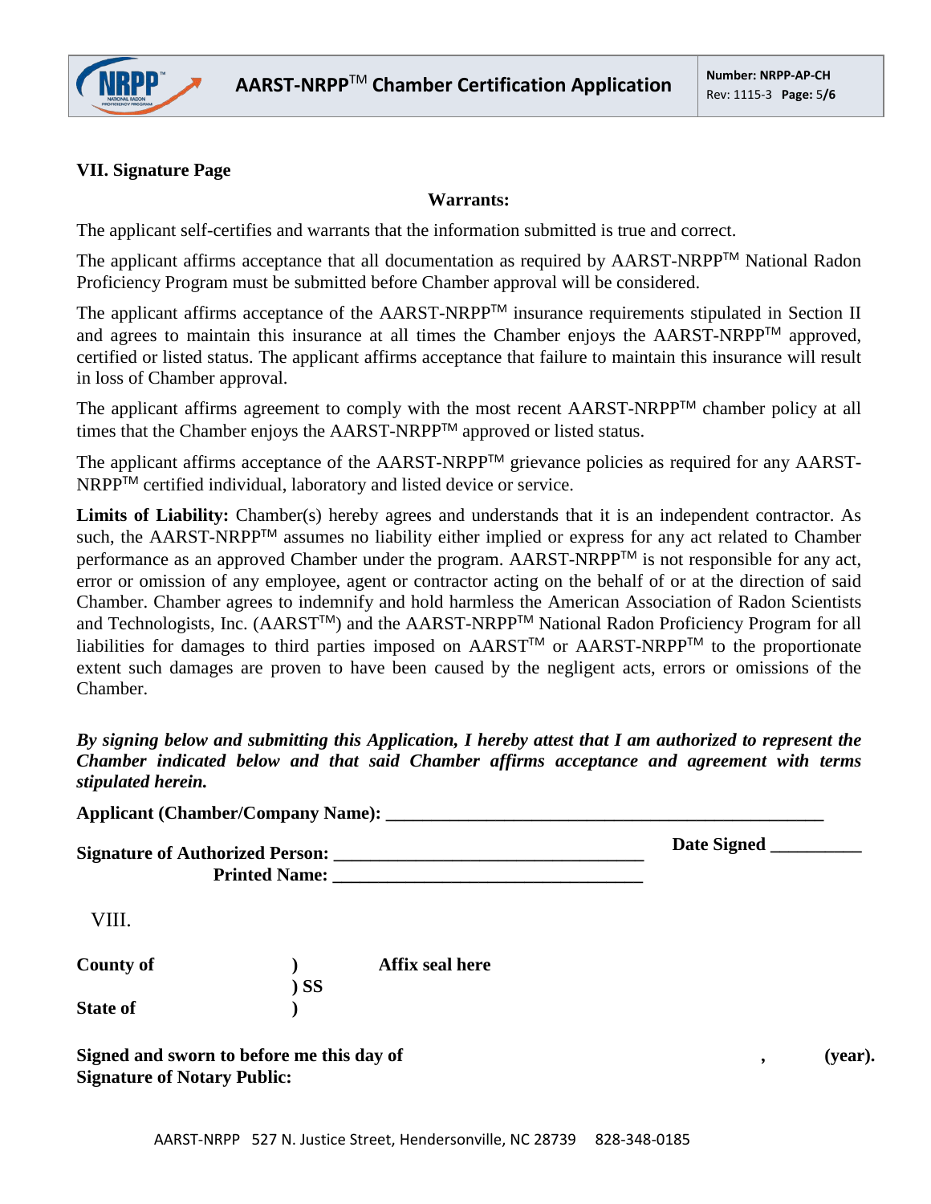## VII. Signature Page

**Warrants:**

The applicant self-certifies and warrants that the information submitted is true and correct.

The applicant affirms acceptance that all documentation as required by AARST-NRPP™ National Radon Proficiency Program must be submitted before Chamber approval will be considered.

The applicant affirms acceptance of the AARST-NRPP™ insurance requirements stipulated in Section II and agrees to maintain this insurance at all times the Chamber enjoys the AARST-NRPP™ approved, certified or listed status. The applicant affirms acceptance that failure to maintain this insurance will result in loss of Chamber approval.

The applicant affirms agreement to comply with the most recent AARST-NRPP™ chamber policy at all times that the Chamber enjoys the AARST-NRPP™ approved or listed status.

The applicant affirms acceptance of the AARST-NRPP™ grievance policies as required for any AARST-NRPP™ certified individual, laboratory and listed device or service.

**Limits of Liability:** Chamber(s) hereby agrees and understands that it is an independent contractor. As such, the AARST-NRPP™ assumes no liability either implied or express for any act related to Chamber performance as an approved Chamber under the program. AARST-NRPP™ is not responsible for any act, error or omission of any employee, agent or contractor acting on the behalf of or at the direction of said Chamber. Chamber agrees to indemnify and hold harmless the American Association of Radon Scientists and Technologists, Inc. (AARST™) and the AARST-NRPP™ National Radon Proficiency Program for all liabilities for damages to third parties imposed on AARST™ or AARST-NRPP™ to the proportionate extent such damages are proven to have been caused by the negligent acts, errors or omissions of the Chamber.

***By signing below and submitting this Application, I hereby attest that I am authorized to represent the Chamber indicated below and that said Chamber affirms acceptance and agreement with terms stipulated herein.***

**Applicant (Chamber/Company Name):** ______________________________________________

**Signature of Authorized Person:** ________________________________ **Date Signed** __________

**Printed Name:** ________________________________

VIII.

**County of** )  **Affix seal here**

) **SS**

**State of** )

**Signed and sworn to before me this day of** , **(year).**

**Signature of Notary Public:**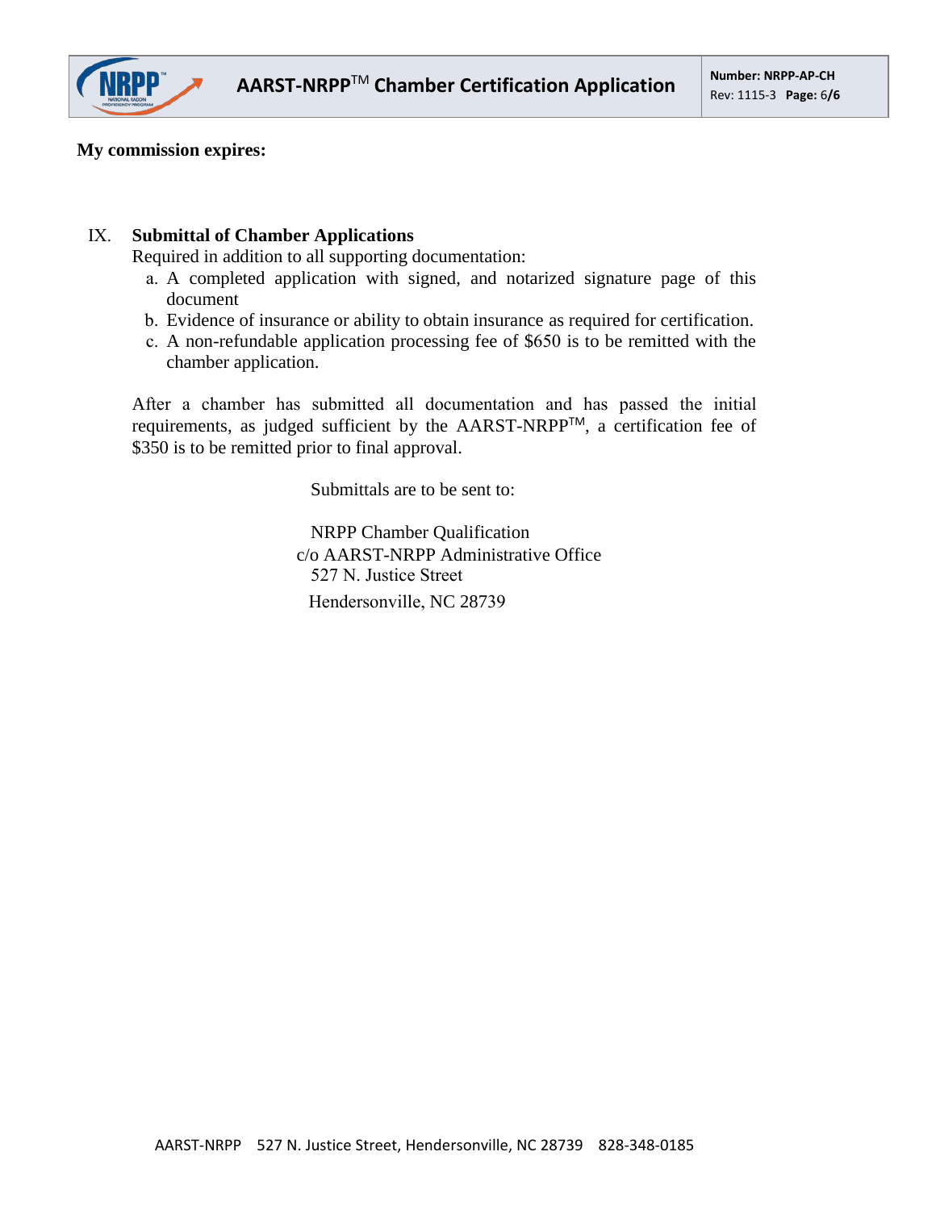**My commission expires:**

## IX. Submittal of Chamber Applications

Required in addition to all supporting documentation:

a. A completed application with signed, and notarized signature page of this document
b. Evidence of insurance or ability to obtain insurance as required for certification.
c. A non-refundable application processing fee of $650 is to be remitted with the chamber application.

After a chamber has submitted all documentation and has passed the initial requirements, as judged sufficient by the AARST-NRPP™, a certification fee of $350 is to be remitted prior to final approval.

Submittals are to be sent to:

NRPP Chamber Qualification
c/o AARST-NRPP Administrative Office
527 N. Justice Street
Hendersonville, NC 28739